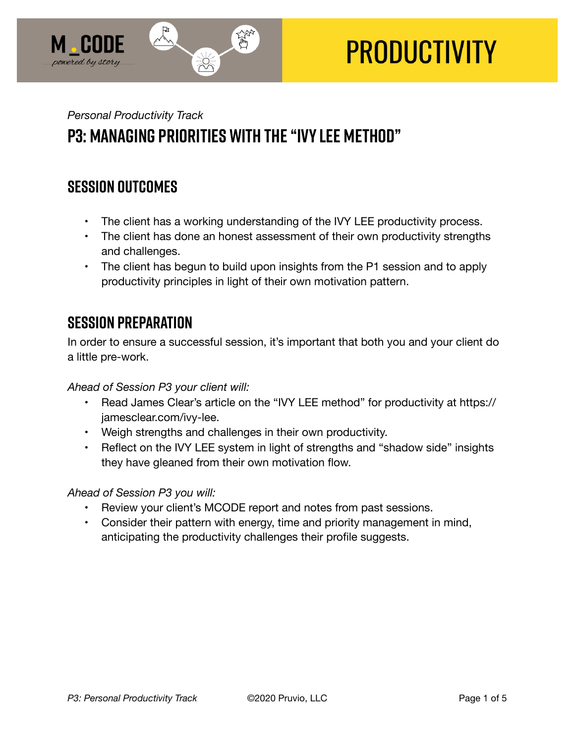M_CODE
*powered by story*

# PRODUCTIVITY

*Personal Productivity Track*

## P3: MANAGING PRIORITIES WITH THE "IVY LEE METHOD"

### SESSION OUTCOMES

- The client has a working understanding of the IVY LEE productivity process.
- The client has done an honest assessment of their own productivity strengths and challenges.
- The client has begun to build upon insights from the P1 session and to apply productivity principles in light of their own motivation pattern.

### SESSION PREPARATION

In order to ensure a successful session, it's important that both you and your client do a little pre-work.

*Ahead of Session P3 your client will:*

- Read James Clear's article on the "IVY LEE method" for productivity at https://jamesclear.com/ivy-lee.
- Weigh strengths and challenges in their own productivity.
- Reflect on the IVY LEE system in light of strengths and "shadow side" insights they have gleaned from their own motivation flow.

*Ahead of Session P3 you will:*

- Review your client's MCODE report and notes from past sessions.
- Consider their pattern with energy, time and priority management in mind, anticipating the productivity challenges their profile suggests.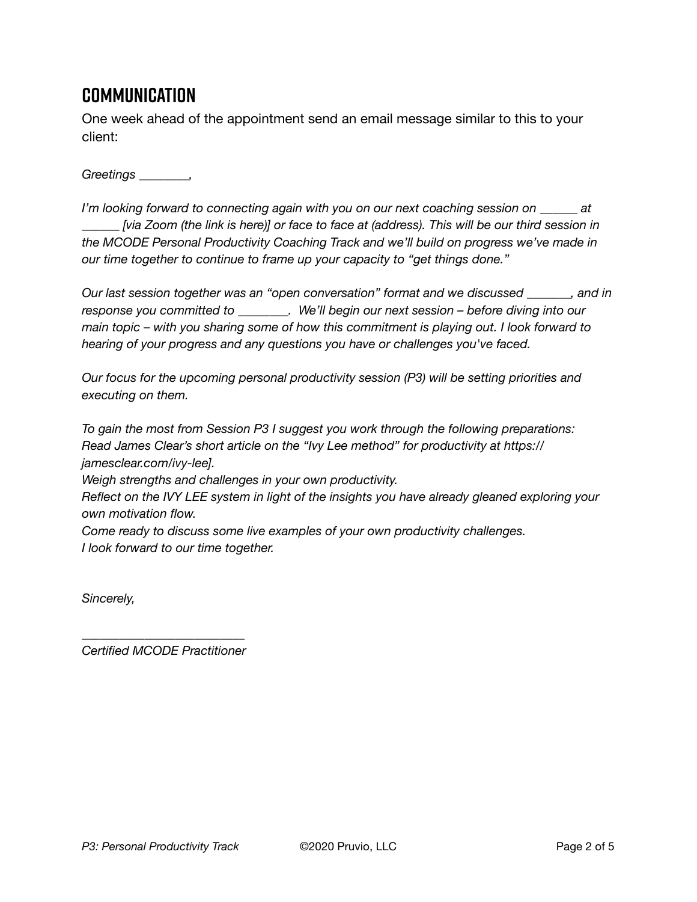## COMMUNICATION

One week ahead of the appointment send an email message similar to this to your client:

*Greetings ________,*

*I'm looking forward to connecting again with you on our next coaching session on ______ at ______ [via Zoom (the link is here)] or face to face at (address). This will be our third session in the MCODE Personal Productivity Coaching Track and we'll build on progress we've made in our time together to continue to frame up your capacity to "get things done."*

*Our last session together was an "open conversation" format and we discussed _______, and in response you committed to ________. We'll begin our next session – before diving into our main topic – with you sharing some of how this commitment is playing out. I look forward to hearing of your progress and any questions you have or challenges you've faced.*

*Our focus for the upcoming personal productivity session (P3) will be setting priorities and executing on them.*

*To gain the most from Session P3 I suggest you work through the following preparations:*
*Read James Clear's short article on the "Ivy Lee method" for productivity at https://jamesclear.com/ivy-lee].*
*Weigh strengths and challenges in your own productivity.*
*Reflect on the IVY LEE system in light of the insights you have already gleaned exploring your own motivation flow.*
*Come ready to discuss some live examples of your own productivity challenges.*
*I look forward to our time together.*

*Sincerely,*

*_________________________*
*Certified MCODE Practitioner*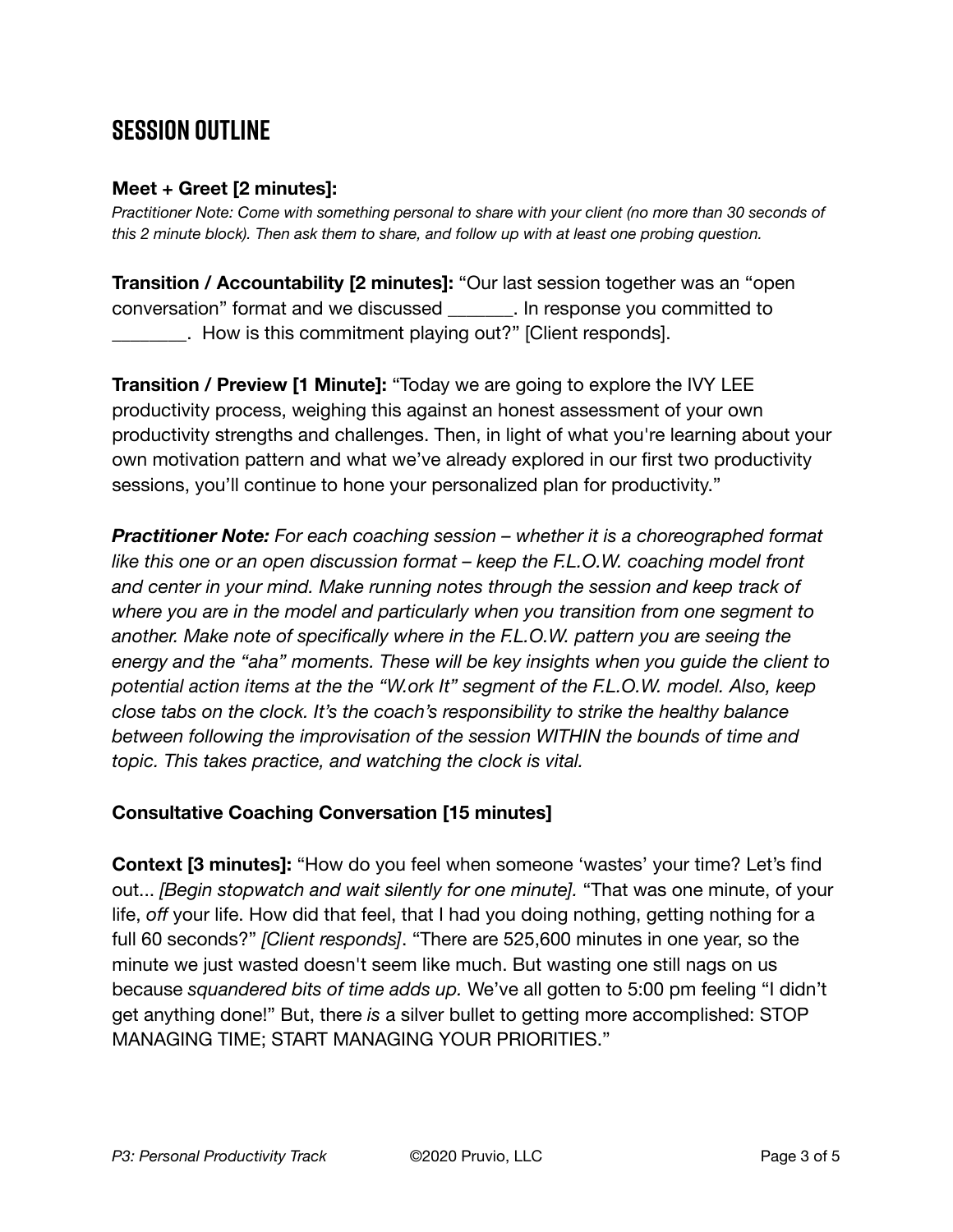## SESSION OUTLINE

**Meet + Greet [2 minutes]:**
*Practitioner Note: Come with something personal to share with your client (no more than 30 seconds of this 2 minute block). Then ask them to share, and follow up with at least one probing question.*

**Transition / Accountability [2 minutes]:** "Our last session together was an "open conversation" format and we discussed _______. In response you committed to ________. How is this commitment playing out?" [Client responds].

**Transition / Preview [1 Minute]:** "Today we are going to explore the IVY LEE productivity process, weighing this against an honest assessment of your own productivity strengths and challenges. Then, in light of what you're learning about your own motivation pattern and what we've already explored in our first two productivity sessions, you'll continue to hone your personalized plan for productivity."

***Practitioner Note:*** *For each coaching session – whether it is a choreographed format like this one or an open discussion format – keep the F.L.O.W. coaching model front and center in your mind. Make running notes through the session and keep track of where you are in the model and particularly when you transition from one segment to another. Make note of specifically where in the F.L.O.W. pattern you are seeing the energy and the "aha" moments. These will be key insights when you guide the client to potential action items at the the "W.ork It" segment of the F.L.O.W. model. Also, keep close tabs on the clock. It's the coach's responsibility to strike the healthy balance between following the improvisation of the session WITHIN the bounds of time and topic. This takes practice, and watching the clock is vital.*

**Consultative Coaching Conversation [15 minutes]**

**Context [3 minutes]:** "How do you feel when someone 'wastes' your time? Let's find out... *[Begin stopwatch and wait silently for one minute].* "That was one minute, of your life, *off* your life. How did that feel, that I had you doing nothing, getting nothing for a full 60 seconds?" *[Client responds]*. "There are 525,600 minutes in one year, so the minute we just wasted doesn't seem like much. But wasting one still nags on us because *squandered bits of time adds up.* We've all gotten to 5:00 pm feeling "I didn't get anything done!" But, there *is* a silver bullet to getting more accomplished: STOP MANAGING TIME; START MANAGING YOUR PRIORITIES."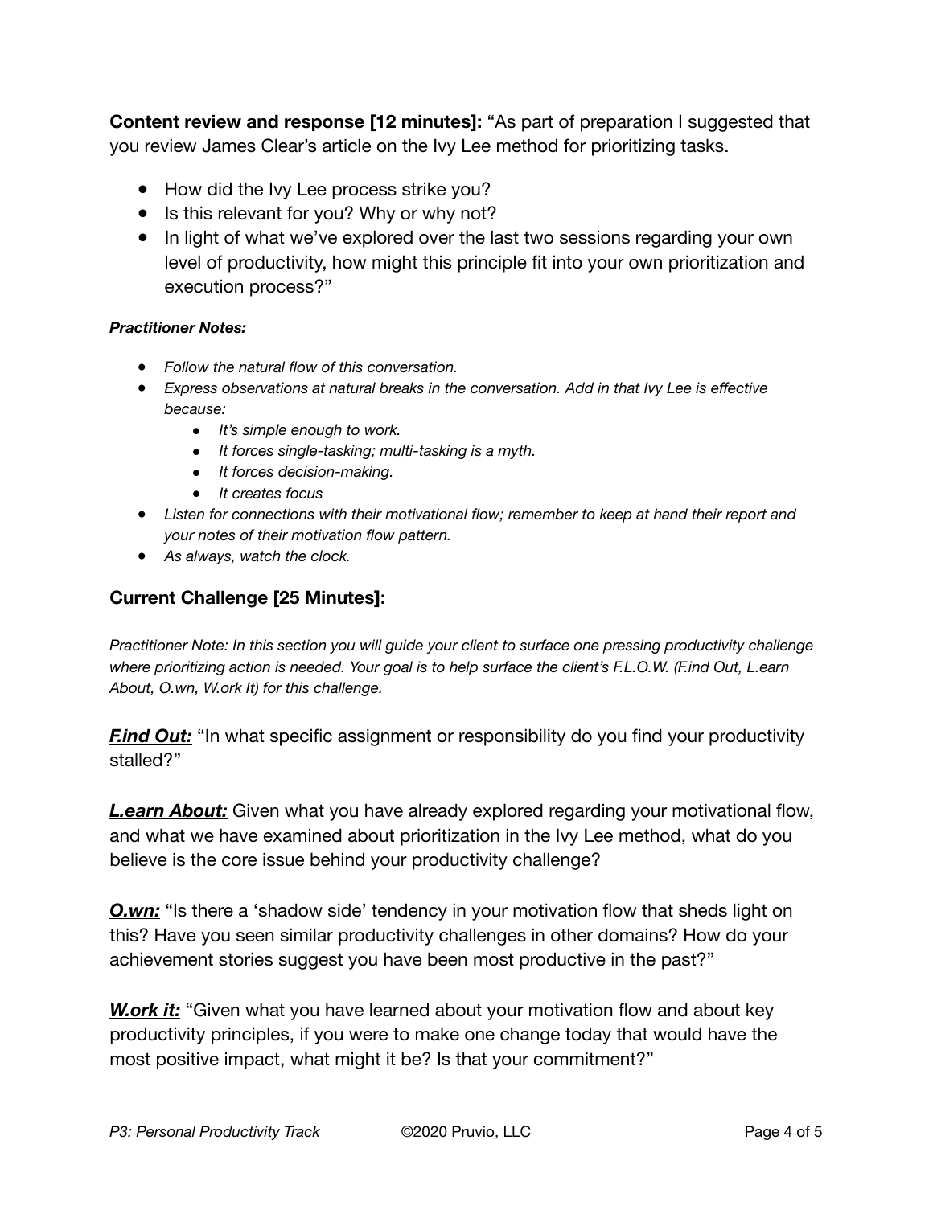**Content review and response [12 minutes]:** "As part of preparation I suggested that you review James Clear's article on the Ivy Lee method for prioritizing tasks.

- How did the Ivy Lee process strike you?
- Is this relevant for you? Why or why not?
- In light of what we've explored over the last two sessions regarding your own level of productivity, how might this principle fit into your own prioritization and execution process?"

***Practitioner Notes:***

- *Follow the natural flow of this conversation.*
- *Express observations at natural breaks in the conversation. Add in that Ivy Lee is effective because:*
  - *It's simple enough to work.*
  - *It forces single-tasking; multi-tasking is a myth.*
  - *It forces decision-making.*
  - *It creates focus*
- *Listen for connections with their motivational flow; remember to keep at hand their report and your notes of their motivation flow pattern.*
- *As always, watch the clock.*

## Current Challenge [25 Minutes]:

*Practitioner Note: In this section you will guide your client to surface one pressing productivity challenge where prioritizing action is needed. Your goal is to help surface the client's F.L.O.W. (F.ind Out, L.earn About, O.wn, W.ork It) for this challenge.*

***F.ind Out:*** "In what specific assignment or responsibility do you find your productivity stalled?"

***L.earn About:*** Given what you have already explored regarding your motivational flow, and what we have examined about prioritization in the Ivy Lee method, what do you believe is the core issue behind your productivity challenge?

***O.wn:*** "Is there a 'shadow side' tendency in your motivation flow that sheds light on this? Have you seen similar productivity challenges in other domains? How do your achievement stories suggest you have been most productive in the past?"

***W.ork it:*** "Given what you have learned about your motivation flow and about key productivity principles, if you were to make one change today that would have the most positive impact, what might it be? Is that your commitment?"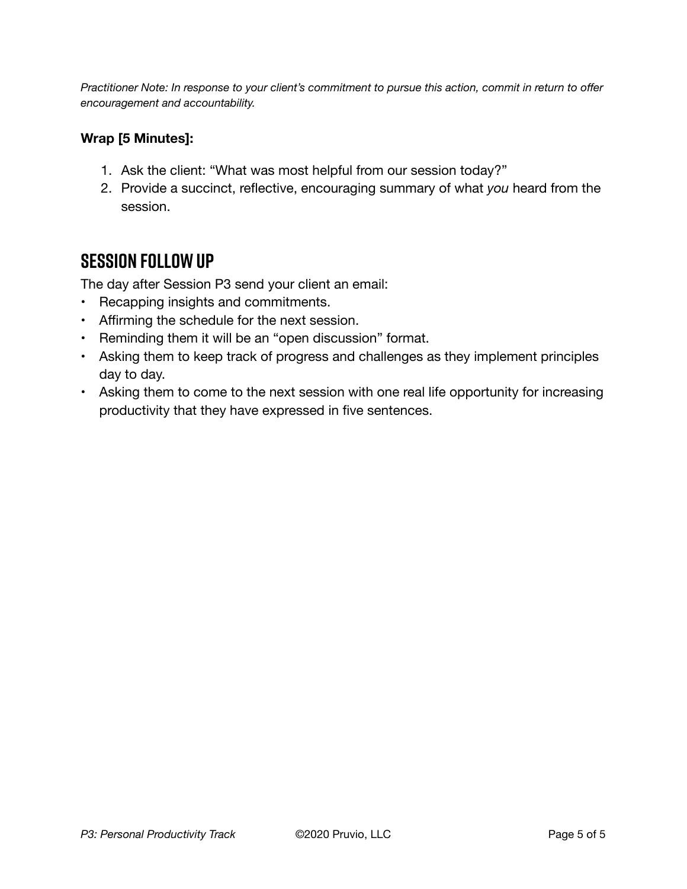*Practitioner Note: In response to your client's commitment to pursue this action, commit in return to offer encouragement and accountability.*

**Wrap [5 Minutes]:**

1. Ask the client: "What was most helpful from our session today?"
2. Provide a succinct, reflective, encouraging summary of what *you* heard from the session.

## SESSION FOLLOW UP

The day after Session P3 send your client an email:

- Recapping insights and commitments.
- Affirming the schedule for the next session.
- Reminding them it will be an "open discussion" format.
- Asking them to keep track of progress and challenges as they implement principles day to day.
- Asking them to come to the next session with one real life opportunity for increasing productivity that they have expressed in five sentences.